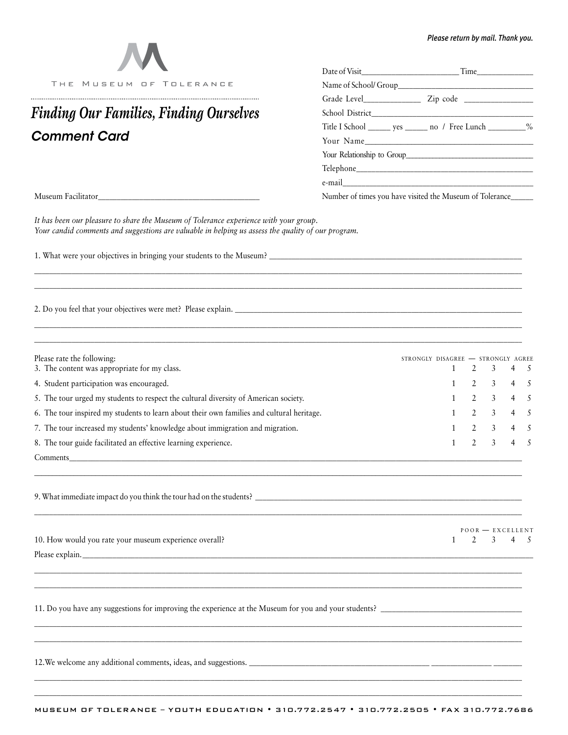*Please return by mail. Thank you.*

THE MUSEUM OF TOLERANCE

# *Finding Our Families, Finding Ourselves*

## *Comment Card*

Date of Visit______________________ Time_____________

Name of School/ Group_________________________________

Grade Level_____________ Zip code _______________

School District_______________________________________

Title I School _____ yes _____ no / Free Lunch ________%

Your Name__________________________________________

Your Relationship to Group____________________________

Telephone__________________________________________

e-mail_____________________________________________

Number of times you have visited the Museum of Tolerance_____

Museum Facilitator_____________________________________

*It has been our pleasure to share the Museum of Tolerance experience with your group. Your candid comments and suggestions are valuable in helping us assess the quality of our program.*

1. What were your objectives in bringing your students to the Museum? ______________________________________________________________

2. Do you feel that your objectives were met? Please explain. ______________________________________________________________

Please rate the following:

| | STRONGLY DISAGREE | | | | STRONGLY AGREE |
|---|---|---|---|---|---|
| 3. The content was appropriate for my class. | 1 | 2 | 3 | 4 | 5 |
| 4. Student participation was encouraged. | 1 | 2 | 3 | 4 | 5 |
| 5. The tour urged my students to respect the cultural diversity of American society. | 1 | 2 | 3 | 4 | 5 |
| 6. The tour inspired my students to learn about their own families and cultural heritage. | 1 | 2 | 3 | 4 | 5 |
| 7. The tour increased my students' knowledge about immigration and migration. | 1 | 2 | 3 | 4 | 5 |
| 8. The tour guide facilitated an effective learning experience. | 1 | 2 | 3 | 4 | 5 |

Comments______________________________________________________________

9. What immediate impact do you think the tour had on the students? ______________________________________________________________

| | POOR | | | | EXCELLENT |
|---|---|---|---|---|---|
| 10. How would you rate your museum experience overall? | 1 | 2 | 3 | 4 | 5 |

Please explain.______________________________________________________________

11. Do you have any suggestions for improving the experience at the Museum for you and your students? ______________________________________________________________

12. We welcome any additional comments, ideas, and suggestions. ______________________________________________________________

MUSEUM OF TOLERANCE – YOUTH EDUCATION • 310.772.2547 • 310.772.2505 • FAX 310.772.7686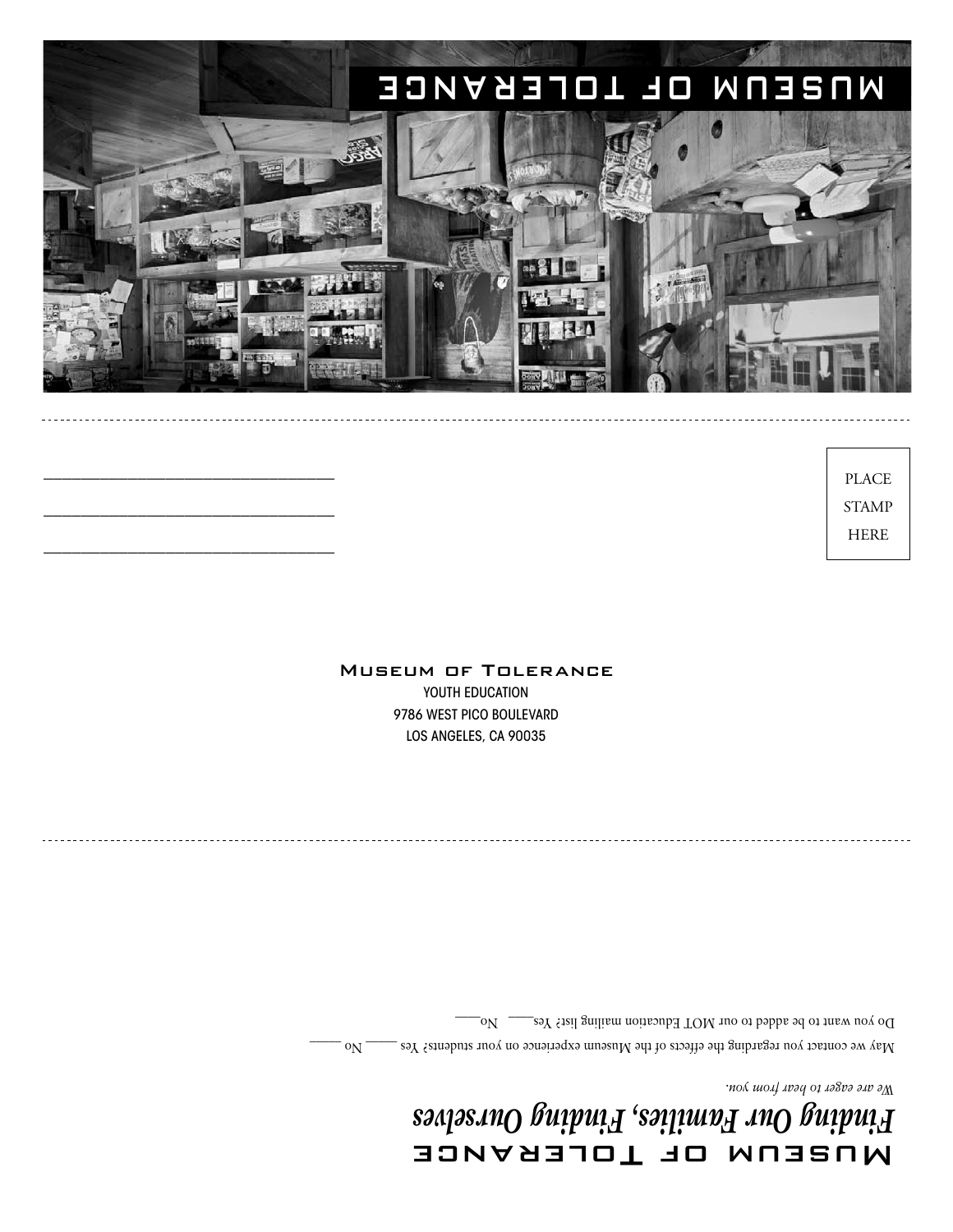MUSEUM OF TOLERANCE

______________________________

______________________________

______________________________

PLACE
STAMP
HERE

MUSEUM OF TOLERANCE
YOUTH EDUCATION
9786 WEST PICO BOULEVARD
LOS ANGELES, CA 90035

# Museum of Tolerance

## *Finding Our Families, Finding Ourselves*

*We are eager to hear from you.*

May we contact you regarding the effects of the Museum experience on your students? Yes ____ No ____

Do you want to be added to our MOT Education mailing list? Yes____ No____